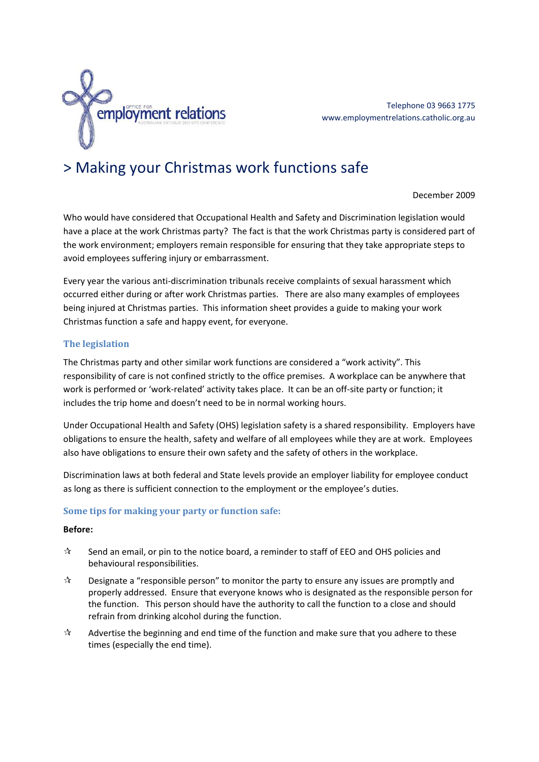Telephone 03 9663 1775
www.employmentrelations.catholic.org.au

# > Making your Christmas work functions safe

December 2009

Who would have considered that Occupational Health and Safety and Discrimination legislation would have a place at the work Christmas party? The fact is that the work Christmas party is considered part of the work environment; employers remain responsible for ensuring that they take appropriate steps to avoid employees suffering injury or embarrassment.

Every year the various anti-discrimination tribunals receive complaints of sexual harassment which occurred either during or after work Christmas parties. There are also many examples of employees being injured at Christmas parties. This information sheet provides a guide to making your work Christmas function a safe and happy event, for everyone.

## The legislation

The Christmas party and other similar work functions are considered a "work activity". This responsibility of care is not confined strictly to the office premises. A workplace can be anywhere that work is performed or 'work-related' activity takes place. It can be an off-site party or function; it includes the trip home and doesn't need to be in normal working hours.

Under Occupational Health and Safety (OHS) legislation safety is a shared responsibility. Employers have obligations to ensure the health, safety and welfare of all employees while they are at work. Employees also have obligations to ensure their own safety and the safety of others in the workplace.

Discrimination laws at both federal and State levels provide an employer liability for employee conduct as long as there is sufficient connection to the employment or the employee's duties.

## Some tips for making your party or function safe:

**Before:**

- ☆ Send an email, or pin to the notice board, a reminder to staff of EEO and OHS policies and behavioural responsibilities.
- ☆ Designate a "responsible person" to monitor the party to ensure any issues are promptly and properly addressed. Ensure that everyone knows who is designated as the responsible person for the function. This person should have the authority to call the function to a close and should refrain from drinking alcohol during the function.
- ☆ Advertise the beginning and end time of the function and make sure that you adhere to these times (especially the end time).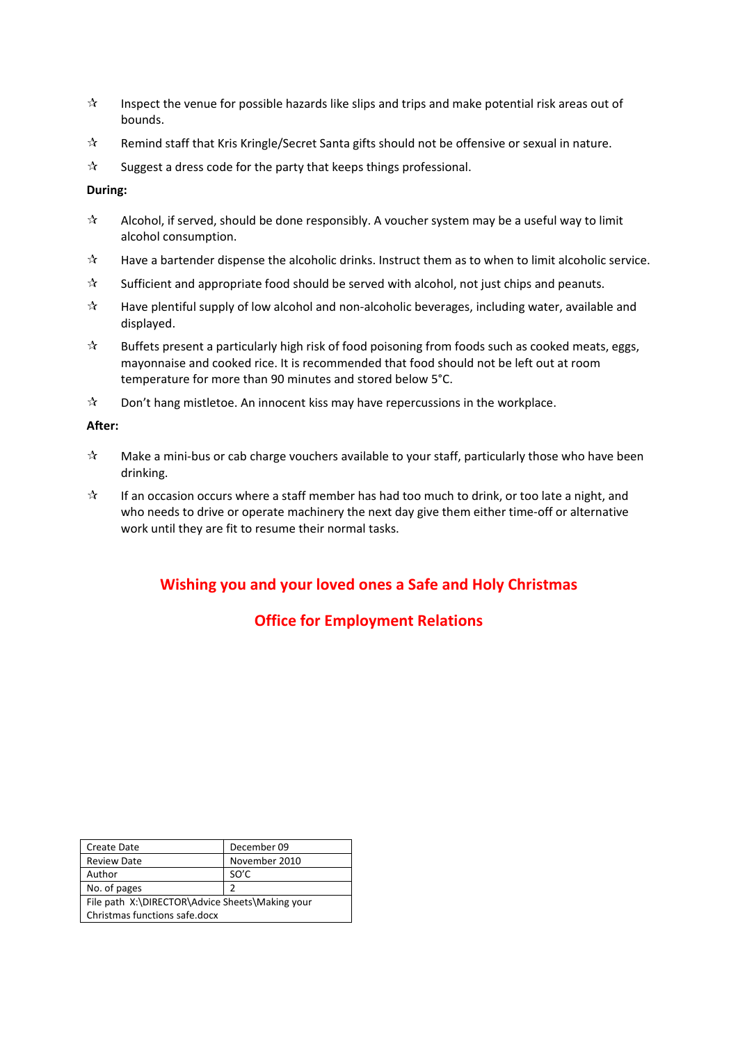- ☆ Inspect the venue for possible hazards like slips and trips and make potential risk areas out of bounds.
- ☆ Remind staff that Kris Kringle/Secret Santa gifts should not be offensive or sexual in nature.
- ☆ Suggest a dress code for the party that keeps things professional.

**During:**

- ☆ Alcohol, if served, should be done responsibly. A voucher system may be a useful way to limit alcohol consumption.
- ☆ Have a bartender dispense the alcoholic drinks. Instruct them as to when to limit alcoholic service.
- ☆ Sufficient and appropriate food should be served with alcohol, not just chips and peanuts.
- ☆ Have plentiful supply of low alcohol and non-alcoholic beverages, including water, available and displayed.
- ☆ Buffets present a particularly high risk of food poisoning from foods such as cooked meats, eggs, mayonnaise and cooked rice. It is recommended that food should not be left out at room temperature for more than 90 minutes and stored below 5°C.
- ☆ Don't hang mistletoe. An innocent kiss may have repercussions in the workplace.

**After:**

- ☆ Make a mini-bus or cab charge vouchers available to your staff, particularly those who have been drinking.
- ☆ If an occasion occurs where a staff member has had too much to drink, or too late a night, and who needs to drive or operate machinery the next day give them either time-off or alternative work until they are fit to resume their normal tasks.

**Wishing you and your loved ones a Safe and Holy Christmas**

**Office for Employment Relations**

| | |
|---|---|
| Create Date | December 09 |
| Review Date | November 2010 |
| Author | SO'C |
| No. of pages | 2 |
| File path X:\DIRECTOR\Advice Sheets\Making your Christmas functions safe.docx | |